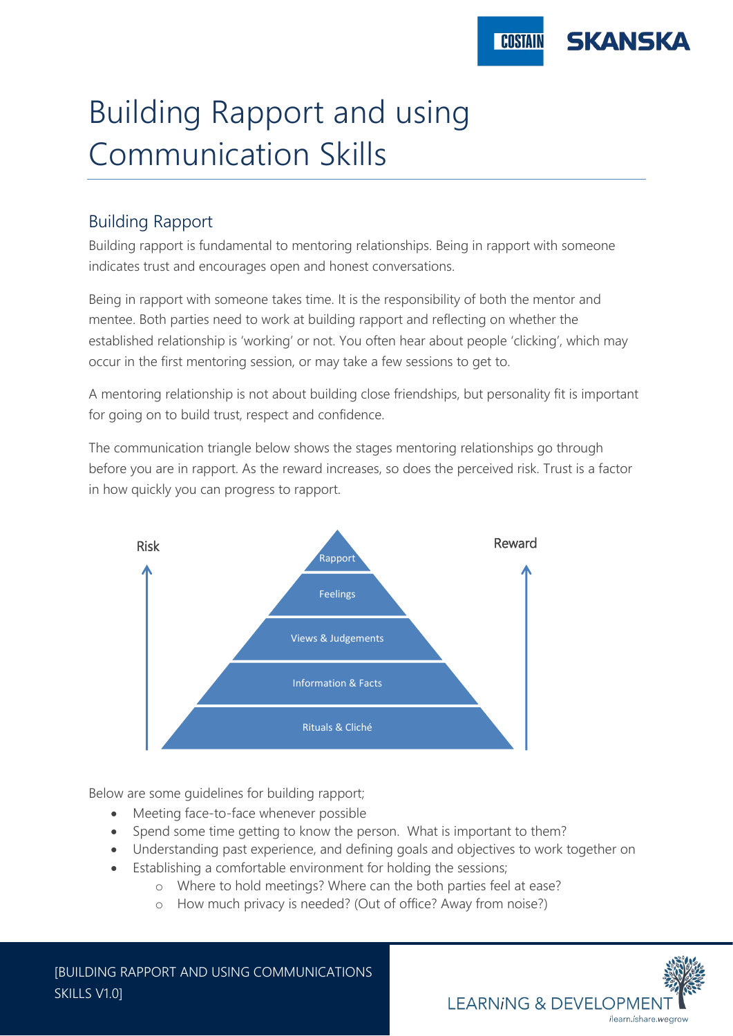# Building Rapport and using Communication Skills

## Building Rapport

Building rapport is fundamental to mentoring relationships. Being in rapport with someone indicates trust and encourages open and honest conversations.

Being in rapport with someone takes time. It is the responsibility of both the mentor and mentee. Both parties need to work at building rapport and reflecting on whether the established relationship is 'working' or not. You often hear about people 'clicking', which may occur in the first mentoring session, or may take a few sessions to get to.

A mentoring relationship is not about building close friendships, but personality fit is important for going on to build trust, respect and confidence.

The communication triangle below shows the stages mentoring relationships go through before you are in rapport. As the reward increases, so does the perceived risk. Trust is a factor in how quickly you can progress to rapport.

Risk ↑ | Reward ↑

- Rapport
- Feelings
- Views & Judgements
- Information & Facts
- Rituals & Cliché

Below are some guidelines for building rapport;

- Meeting face-to-face whenever possible
- Spend some time getting to know the person. What is important to them?
- Understanding past experience, and defining goals and objectives to work together on
- Establishing a comfortable environment for holding the sessions;
  - Where to hold meetings? Where can the both parties feel at ease?
  - How much privacy is needed? (Out of office? Away from noise?)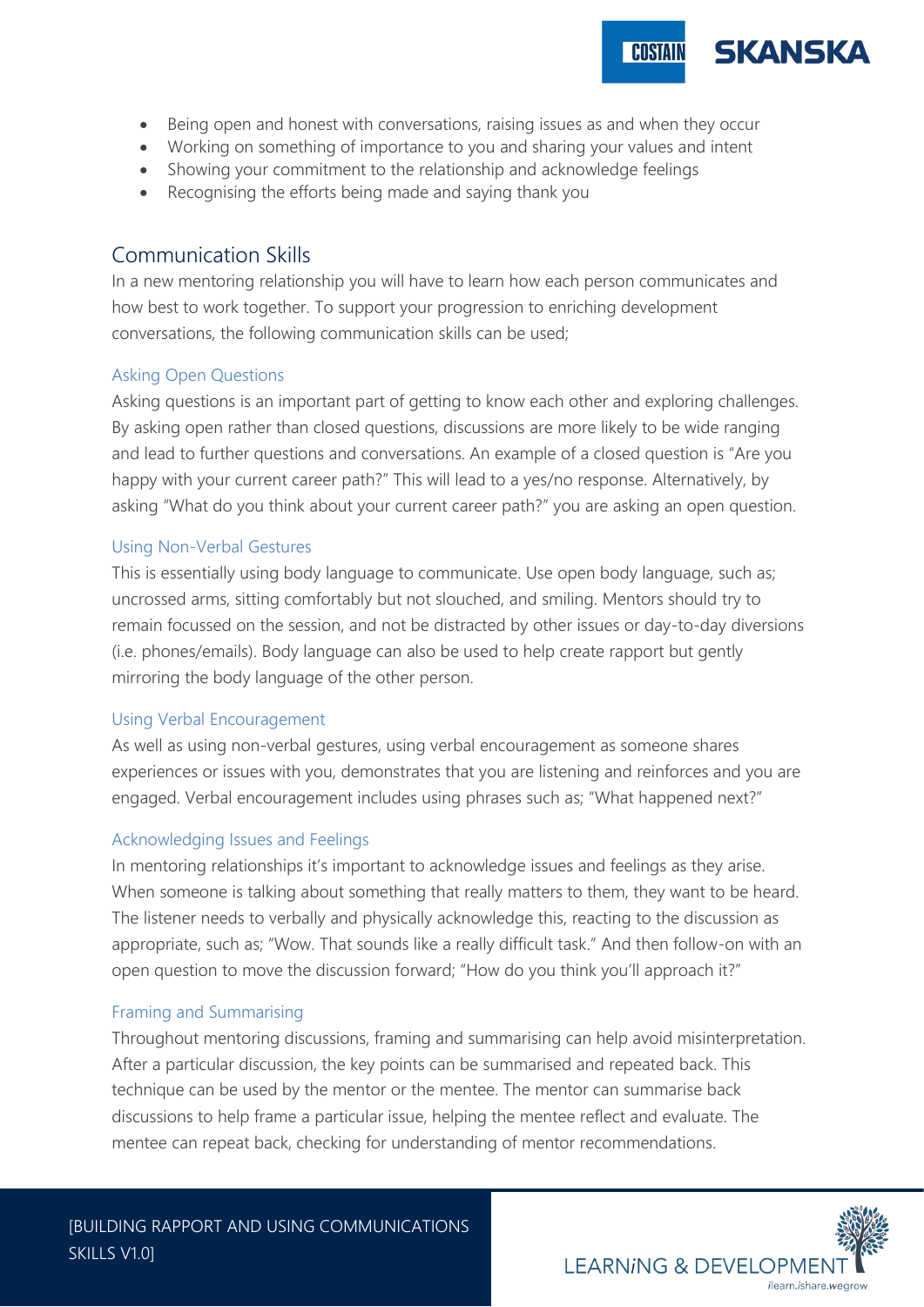- Being open and honest with conversations, raising issues as and when they occur
- Working on something of importance to you and sharing your values and intent
- Showing your commitment to the relationship and acknowledge feelings
- Recognising the efforts being made and saying thank you

## Communication Skills

In a new mentoring relationship you will have to learn how each person communicates and how best to work together. To support your progression to enriching development conversations, the following communication skills can be used;

### Asking Open Questions

Asking questions is an important part of getting to know each other and exploring challenges. By asking open rather than closed questions, discussions are more likely to be wide ranging and lead to further questions and conversations. An example of a closed question is "Are you happy with your current career path?" This will lead to a yes/no response. Alternatively, by asking "What do you think about your current career path?" you are asking an open question.

### Using Non-Verbal Gestures

This is essentially using body language to communicate. Use open body language, such as; uncrossed arms, sitting comfortably but not slouched, and smiling. Mentors should try to remain focussed on the session, and not be distracted by other issues or day-to-day diversions (i.e. phones/emails). Body language can also be used to help create rapport but gently mirroring the body language of the other person.

### Using Verbal Encouragement

As well as using non-verbal gestures, using verbal encouragement as someone shares experiences or issues with you, demonstrates that you are listening and reinforces and you are engaged. Verbal encouragement includes using phrases such as; "What happened next?"

### Acknowledging Issues and Feelings

In mentoring relationships it's important to acknowledge issues and feelings as they arise. When someone is talking about something that really matters to them, they want to be heard. The listener needs to verbally and physically acknowledge this, reacting to the discussion as appropriate, such as; "Wow. That sounds like a really difficult task." And then follow-on with an open question to move the discussion forward; "How do you think you'll approach it?"

### Framing and Summarising

Throughout mentoring discussions, framing and summarising can help avoid misinterpretation. After a particular discussion, the key points can be summarised and repeated back. This technique can be used by the mentor or the mentee. The mentor can summarise back discussions to help frame a particular issue, helping the mentee reflect and evaluate. The mentee can repeat back, checking for understanding of mentor recommendations.